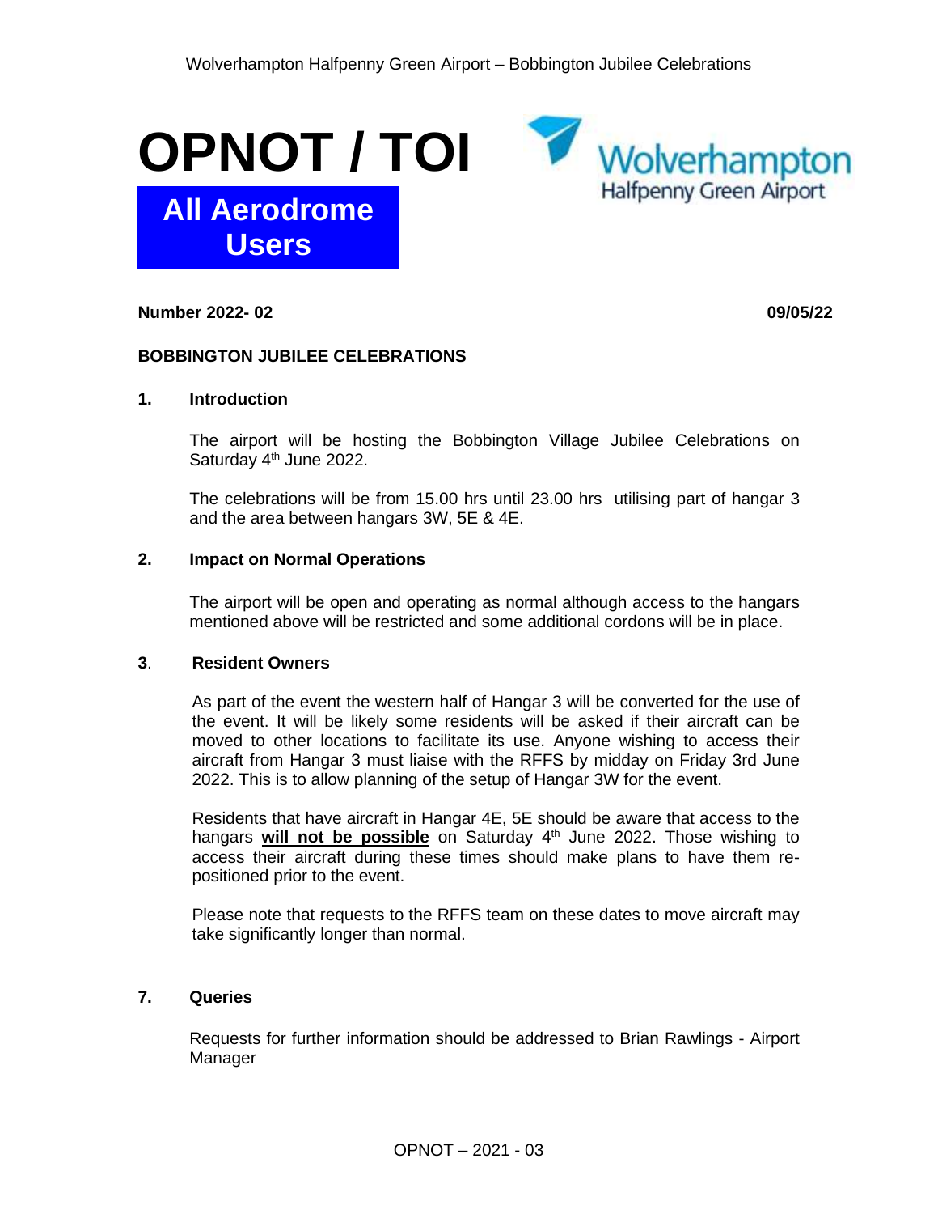# OPNOT / TOI

**All Aerodrome Users**

Wolverhampton Halfpenny Green Airport

**Number 2022- 02** **09/05/22**

**BOBBINGTON JUBILEE CELEBRATIONS**

## 1. Introduction

The airport will be hosting the Bobbington Village Jubilee Celebrations on Saturday 4th June 2022.

The celebrations will be from 15.00 hrs until 23.00 hrs utilising part of hangar 3 and the area between hangars 3W, 5E & 4E.

## 2. Impact on Normal Operations

The airport will be open and operating as normal although access to the hangars mentioned above will be restricted and some additional cordons will be in place.

## 3. Resident Owners

As part of the event the western half of Hangar 3 will be converted for the use of the event. It will be likely some residents will be asked if their aircraft can be moved to other locations to facilitate its use. Anyone wishing to access their aircraft from Hangar 3 must liaise with the RFFS by midday on Friday 3rd June 2022. This is to allow planning of the setup of Hangar 3W for the event.

Residents that have aircraft in Hangar 4E, 5E should be aware that access to the hangars **will not be possible** on Saturday 4th June 2022. Those wishing to access their aircraft during these times should make plans to have them re-positioned prior to the event.

Please note that requests to the RFFS team on these dates to move aircraft may take significantly longer than normal.

## 7. Queries

Requests for further information should be addressed to Brian Rawlings - Airport Manager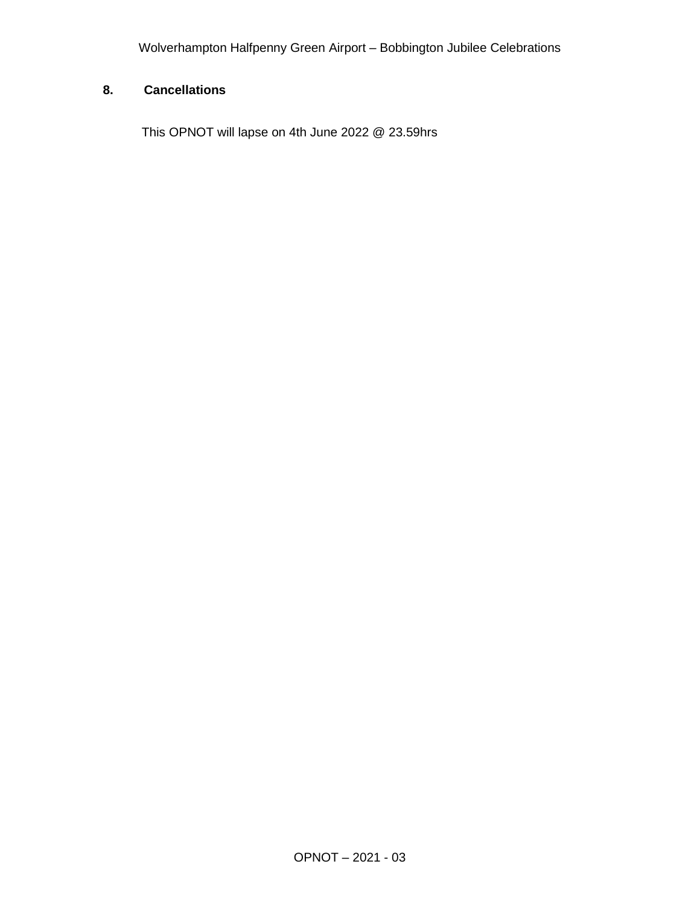## 8. Cancellations

This OPNOT will lapse on 4th June 2022 @ 23.59hrs